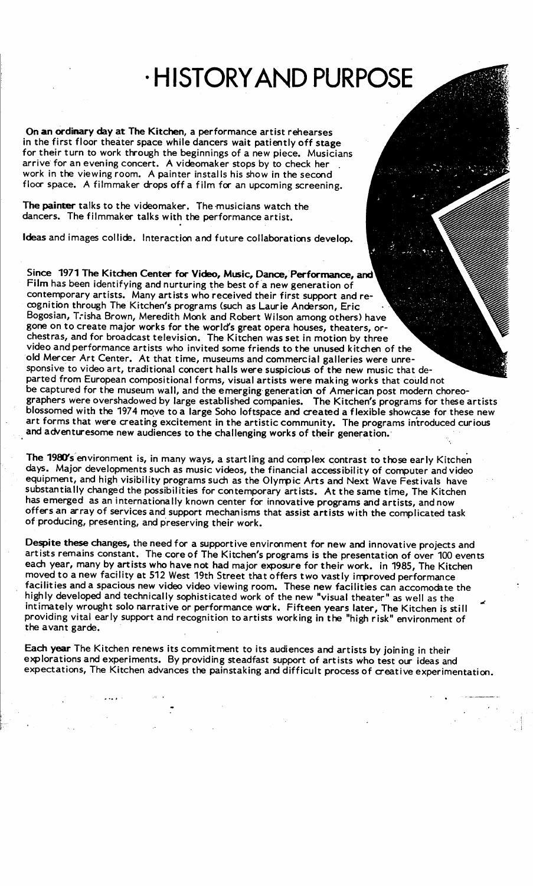# HISTORY AND PURPOSE

**On an ordinary day at The Kitchen**, a performance artist rehearses in the first floor theater space while dancers wait patiently off stage for their turn to work through the beginnings of a new piece. Musicians arrive for an evening concert. A videomaker stops by to check her work in the viewing room. A painter installs his show in the second floor space. A filmmaker drops off a film for an upcoming screening.

**The painter** talks to the videomaker. The musicians watch the dancers. The filmmaker talks with the performance artist.

**Ideas** and images collide. Interaction and future collaborations develop.

Since 1971 **The Kitchen Center for Video, Music, Dance, Performance, and Film** has been identifying and nurturing the best of a new generation of contemporary artists. Many artists who received their first support and recognition through The Kitchen's programs (such as Laurie Anderson, Eric Bogosian, Trisha Brown, Meredith Monk and Robert Wilson among others) have gone on to create major works for the world's great opera houses, theaters, orchestras, and for broadcast television. The Kitchen was set in motion by three video and performance artists who invited some friends to the unused kitchen of the old Mercer Art Center. At that time, museums and commercial galleries were unresponsive to video art, traditional concert halls were suspicious of the new music that departed from European compositional forms, visual artists were making works that could not be captured for the museum wall, and the emerging generation of American post modern choreographers were overshadowed by large established companies. The Kitchen's programs for these artists blossomed with the 1974 move to a large Soho loftspace and created a flexible showcase for these new art forms that were creating excitement in the artistic community. The programs introduced curious and adventuresome new audiences to the challenging works of their generation.

**The 1980's** environment is, in many ways, a startling and complex contrast to those early Kitchen days. Major developments such as music videos, the financial accessibility of computer and video equipment, and high visibility programs such as the Olympic Arts and Next Wave Festivals have substantially changed the possibilities for contemporary artists. At the same time, The Kitchen has emerged as an internationally known center for innovative programs and artists, and now offers an array of services and support mechanisms that assist artists with the complicated task of producing, presenting, and preserving their work.

**Despite these changes,** the need for a supportive environment for new and innovative projects and artists remains constant. The core of The Kitchen's programs is the presentation of over 100 events each year, many by artists who have not had major exposure for their work. in 1985, The Kitchen moved to a new facility at 512 West 19th Street that offers two vastly improved performance facilities and a spacious new video video viewing room. These new facilities can accomodate the highly developed and technically sophisticated work of the new "visual theater" as well as the intimately wrought solo narrative or performance work. Fifteen years later, The Kitchen is still providing vital early support and recognition to artists working in the "high risk" environment of the avant garde.

**Each year** The Kitchen renews its commitment to its audiences and artists by joining in their explorations and experiments. By providing steadfast support of artists who test our ideas and expectations, The Kitchen advances the painstaking and difficult process of creative experimentation.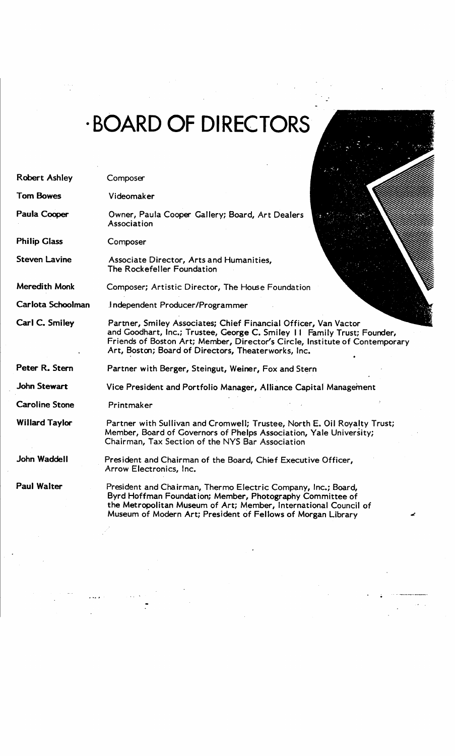# BOARD OF DIRECTORS

| | |
|---|---|
| **Robert Ashley** | Composer |
| **Tom Bowes** | Videomaker |
| **Paula Cooper** | Owner, Paula Cooper Gallery; Board, Art Dealers Association |
| **Philip Glass** | Composer |
| **Steven Lavine** | Associate Director, Arts and Humanities, The Rockefeller Foundation |
| **Meredith Monk** | Composer; Artistic Director, The House Foundation |
| **Carlota Schoolman** | Independent Producer/Programmer |
| **Carl C. Smiley** | Partner, Smiley Associates; Chief Financial Officer, Van Vactor and Goodhart, Inc.; Trustee, George C. Smiley II Family Trust; Founder, Friends of Boston Art; Member, Director's Circle, Institute of Contemporary Art, Boston; Board of Directors, Theaterworks, Inc. |
| **Peter R. Stern** | Partner with Berger, Steingut, Weiner, Fox and Stern |
| **John Stewart** | Vice President and Portfolio Manager, Alliance Capital Management |
| **Caroline Stone** | Printmaker |
| **Willard Taylor** | Partner with Sullivan and Cromwell; Trustee, North E. Oil Royalty Trust; Member, Board of Governors of Phelps Association, Yale University; Chairman, Tax Section of the NYS Bar Association |
| **John Waddell** | President and Chairman of the Board, Chief Executive Officer, Arrow Electronics, Inc. |
| **Paul Walter** | President and Chairman, Thermo Electric Company, Inc.; Board, Byrd Hoffman Foundation; Member, Photography Committee of the Metropolitan Museum of Art; Member, International Council of Museum of Modern Art; President of Fellows of Morgan Library |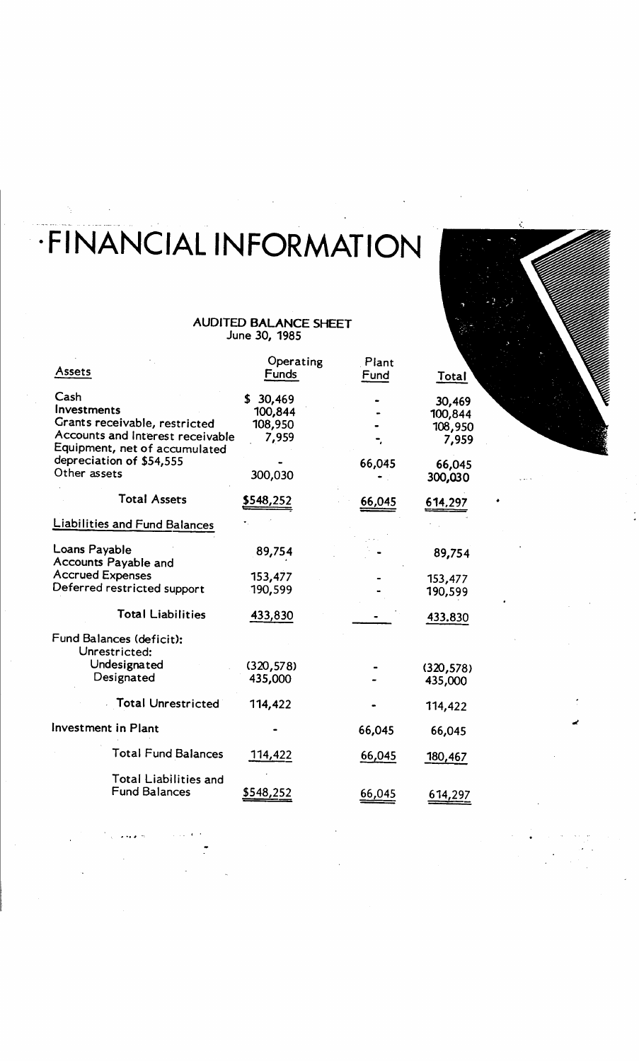# ·FINANCIAL INFORMATION

## AUDITED BALANCE SHEET
June 30, 1985

| Assets | Operating Funds | Plant Fund | Total |
|---|---|---|---|
| Cash | $ 30,469 | - | 30,469 |
| Investments | 100,844 | - | 100,844 |
| Grants receivable, restricted | 108,950 | - | 108,950 |
| Accounts and Interest receivable | 7,959 | - | 7,959 |
| Equipment, net of accumulated depreciation of $54,555 | - | 66,045 | 66,045 |
| Other assets | 300,030 | - | 300,030 |
| Total Assets | $548,252 | 66,045 | 614,297 |
| **Liabilities and Fund Balances** | | | |
| Loans Payable | 89,754 | - | 89,754 |
| Accounts Payable and Accrued Expenses | 153,477 | - | 153,477 |
| Deferred restricted support | 190,599 | - | 190,599 |
| Total Liabilities | 433,830 | - | 433,830 |
| Fund Balances (deficit): | | | |
| Unrestricted: | | | |
| Undesignated | (320,578) | - | (320,578) |
| Designated | 435,000 | - | 435,000 |
| Total Unrestricted | 114,422 | - | 114,422 |
| Investment in Plant | - | 66,045 | 66,045 |
| Total Fund Balances | 114,422 | 66,045 | 180,467 |
| Total Liabilities and Fund Balances | $548,252 | 66,045 | 614,297 |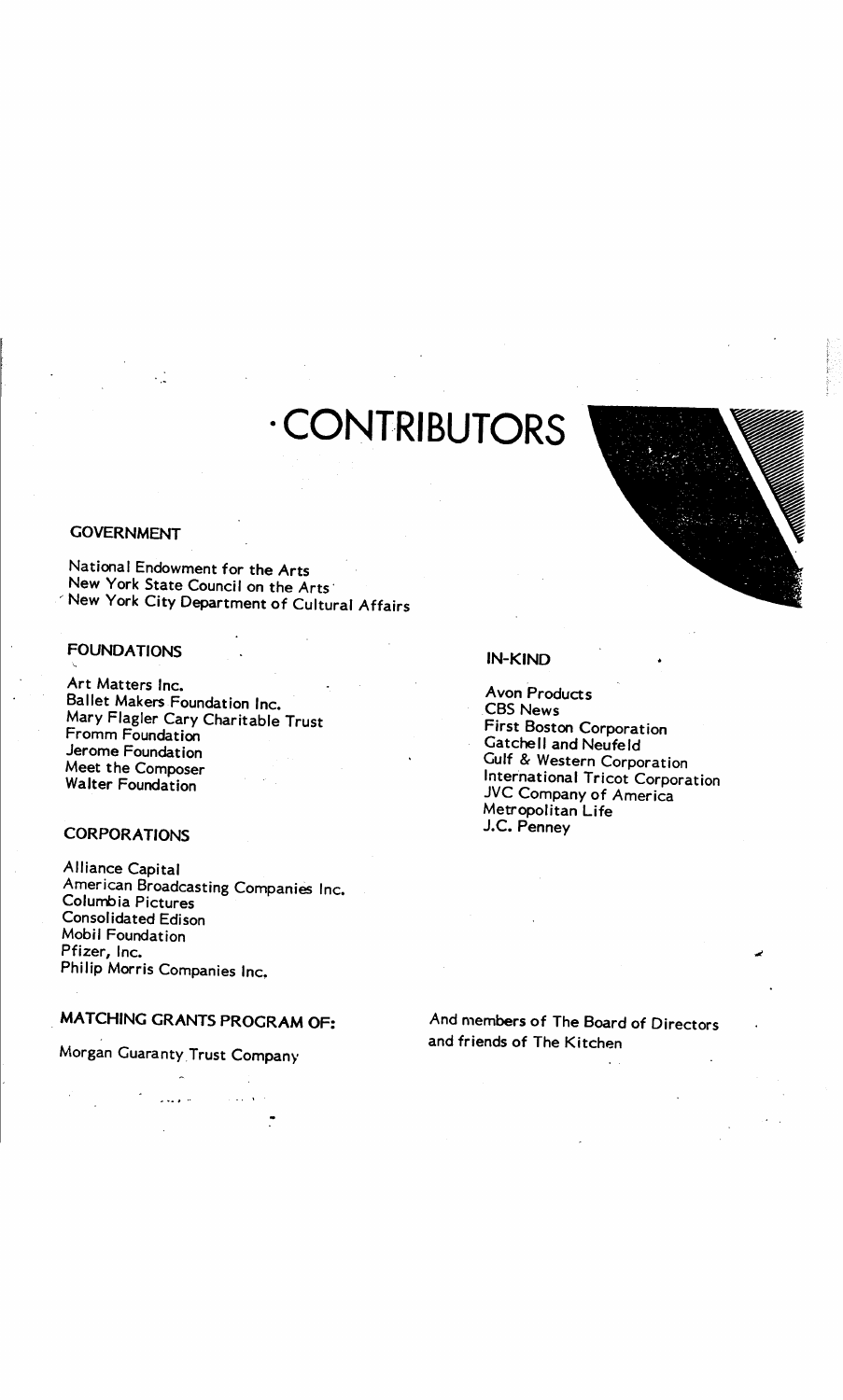# CONTRIBUTORS

## GOVERNMENT

National Endowment for the Arts
New York State Council on the Arts
New York City Department of Cultural Affairs

## FOUNDATIONS

Art Matters Inc.
Ballet Makers Foundation Inc.
Mary Flagler Cary Charitable Trust
Fromm Foundation
Jerome Foundation
Meet the Composer
Walter Foundation

## CORPORATIONS

Alliance Capital
American Broadcasting Companies Inc.
Columbia Pictures
Consolidated Edison
Mobil Foundation
Pfizer, Inc.
Philip Morris Companies Inc.

## MATCHING GRANTS PROGRAM OF:

Morgan Guaranty Trust Company

## IN-KIND

Avon Products
CBS News
First Boston Corporation
Gatchell and Neufeld
Gulf & Western Corporation
International Tricot Corporation
JVC Company of America
Metropolitan Life
J.C. Penney

And members of The Board of Directors and friends of The Kitchen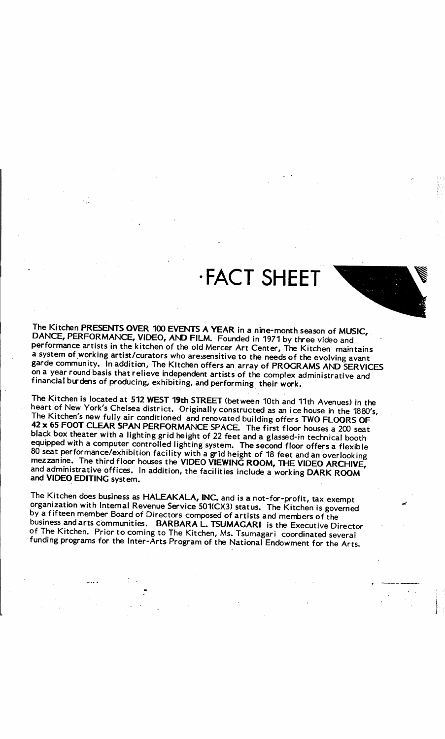# FACT SHEET

The Kitchen **PRESENTS OVER 100 EVENTS A YEAR** in a nine-month season of **MUSIC, DANCE, PERFORMANCE, VIDEO, AND FILM.** Founded in 1971 by three video and performance artists in the kitchen of the old Mercer Art Center, The Kitchen maintains a system of working artist/curators who are sensitive to the needs of the evolving avant garde community. In addition, The Kitchen offers an array of **PROGRAMS AND SERVICES** on a year round basis that relieve independent artists of the complex administrative and financial burdens of producing, exhibiting, and performing their work.

The Kitchen is located at **512 WEST 19th STREET** (between 10th and 11th Avenues) in the heart of New York's Chelsea district. Originally constructed as an ice house in the 1880's, The Kitchen's new fully air conditioned and renovated building offers **TWO FLOORS OF 42 x 65 FOOT CLEAR SPAN PERFORMANCE SPACE.** The first floor houses a 200 seat black box theater with a lighting grid height of 22 feet and a glassed-in technical booth equipped with a computer controlled lighting system. The second floor offers a flexible 80 seat performance/exhibition facility with a grid height of 18 feet and an overlooking mezzanine. The third floor houses the **VIDEO VIEWING ROOM, THE VIDEO ARCHIVE,** and administrative offices. In addition, the facilities include a working **DARK ROOM** and **VIDEO EDITING** system.

The Kitchen does business as **HALEAKALA, INC.** and is a not-for-profit, tax exempt organization with Internal Revenue Service 501(C)(3) status. The Kitchen is governed by a fifteen member Board of Directors composed of artists and members of the business and arts communities. **BARBARA L. TSUMAGARI** is the Executive Director of The Kitchen. Prior to coming to The Kitchen, Ms. Tsumagari coordinated several funding programs for the Inter-Arts Program of the National Endowment for the Arts.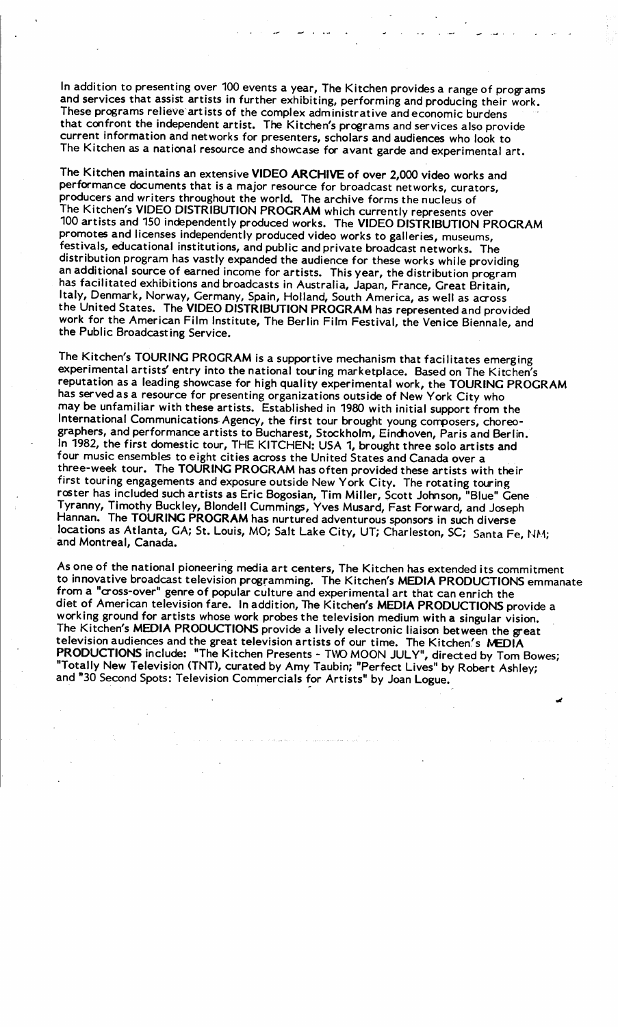In addition to presenting over 100 events a year, The Kitchen provides a range of programs and services that assist artists in further exhibiting, performing and producing their work. These programs relieve artists of the complex administrative and economic burdens that confront the independent artist. The Kitchen's programs and services also provide current information and networks for presenters, scholars and audiences who look to The Kitchen as a national resource and showcase for avant garde and experimental art.

The Kitchen maintains an extensive **VIDEO ARCHIVE** of over 2,000 video works and performance documents that is a major resource for broadcast networks, curators, producers and writers throughout the world. The archive forms the nucleus of The Kitchen's **VIDEO DISTRIBUTION PROGRAM** which currently represents over 100 artists and 150 independently produced works. The **VIDEO DISTRIBUTION PROGRAM** promotes and licenses independently produced video works to galleries, museums, festivals, educational institutions, and public and private broadcast networks. The distribution program has vastly expanded the audience for these works while providing an additional source of earned income for artists. This year, the distribution program has facilitated exhibitions and broadcasts in Australia, Japan, France, Great Britain, Italy, Denmark, Norway, Germany, Spain, Holland, South America, as well as across the United States. The **VIDEO DISTRIBUTION PROGRAM** has represented and provided work for the American Film Institute, The Berlin Film Festival, the Venice Biennale, and the Public Broadcasting Service.

The Kitchen's **TOURING PROGRAM** is a supportive mechanism that facilitates emerging experimental artists' entry into the national touring marketplace. Based on The Kitchen's reputation as a leading showcase for high quality experimental work, the **TOURING PROGRAM** has served as a resource for presenting organizations outside of New York City who may be unfamiliar with these artists. Established in 1980 with initial support from the International Communications Agency, the first tour brought young composers, choreographers, and performance artists to Bucharest, Stockholm, Eindhoven, Paris and Berlin. In 1982, the first domestic tour, THE KITCHEN: USA 1, brought three solo artists and four music ensembles to eight cities across the United States and Canada over a three-week tour. The **TOURING PROGRAM** has often provided these artists with their first touring engagements and exposure outside New York City. The rotating touring roster has included such artists as Eric Bogosian, Tim Miller, Scott Johnson, "Blue" Gene Tyranny, Timothy Buckley, Blondell Cummings, Yves Musard, Fast Forward, and Joseph Hannan. The **TOURING PROGRAM** has nurtured adventurous sponsors in such diverse locations as Atlanta, GA; St. Louis, MO; Salt Lake City, UT; Charleston, SC; Santa Fe, NM; and Montreal, Canada.

As one of the national pioneering media art centers, The Kitchen has extended its commitment to innovative broadcast television programming. The Kitchen's **MEDIA PRODUCTIONS** emmanate from a "cross-over" genre of popular culture and experimental art that can enrich the diet of American television fare. In addition, The Kitchen's **MEDIA PRODUCTIONS** provide a working ground for artists whose work probes the television medium with a singular vision. The Kitchen's **MEDIA PRODUCTIONS** provide a lively electronic liaison between the great television audiences and the great television artists of our time. The Kitchen's **MEDIA PRODUCTIONS** include: "The Kitchen Presents - TWO MOON JULY", directed by Tom Bowes; "Totally New Television (TNT), curated by Amy Taubin; "Perfect Lives" by Robert Ashley; and "30 Second Spots: Television Commercials for Artists" by Joan Logue.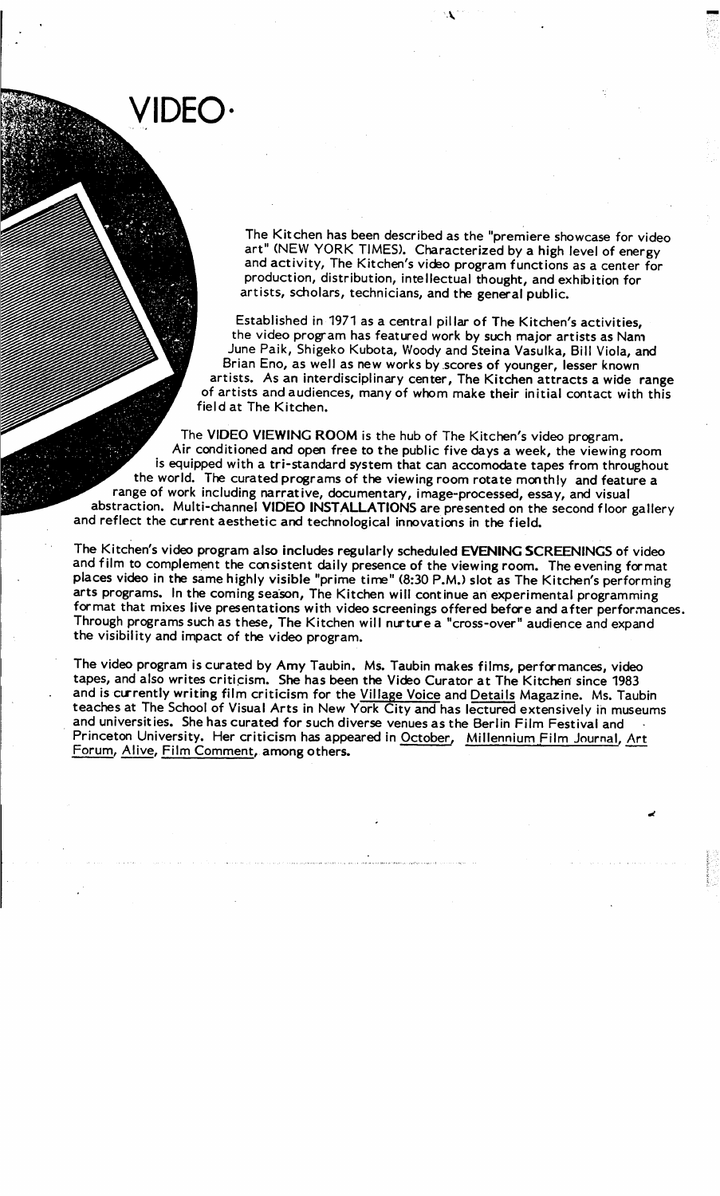# VIDEO·

The Kitchen has been described as the "premiere showcase for video art" (NEW YORK TIMES). Characterized by a high level of energy and activity, The Kitchen's video program functions as a center for production, distribution, intellectual thought, and exhibition for artists, scholars, technicians, and the general public.

Established in 1971 as a central pillar of The Kitchen's activities, the video program has featured work by such major artists as Nam June Paik, Shigeko Kubota, Woody and Steina Vasulka, Bill Viola, and Brian Eno, as well as new works by scores of younger, lesser known artists. As an interdisciplinary center, The Kitchen attracts a wide range of artists and audiences, many of whom make their initial contact with this field at The Kitchen.

The **VIDEO VIEWING ROOM** is the hub of The Kitchen's video program. Air conditioned and open free to the public five days a week, the viewing room is equipped with a tri-standard system that can accomodate tapes from throughout the world. The curated programs of the viewing room rotate monthly and feature a range of work including narrative, documentary, image-processed, essay, and visual abstraction. Multi-channel **VIDEO INSTALLATIONS** are presented on the second floor gallery and reflect the current aesthetic and technological innovations in the field.

The Kitchen's video program also includes regularly scheduled **EVENING SCREENINGS** of video and film to complement the consistent daily presence of the viewing room. The evening format places video in the same highly visible "prime time" (8:30 P.M.) slot as The Kitchen's performing arts programs. In the coming season, The Kitchen will continue an experimental programming format that mixes live presentations with video screenings offered before and after performances. Through programs such as these, The Kitchen will nurture a "cross-over" audience and expand the visibility and impact of the video program.

The video program is curated by Amy Taubin. Ms. Taubin makes films, performances, video tapes, and also writes criticism. She has been the Video Curator at The Kitchen since 1983 and is currently writing film criticism for the Village Voice and Details Magazine. Ms. Taubin teaches at The School of Visual Arts in New York City and has lectured extensively in museums and universities. She has curated for such diverse venues as the Berlin Film Festival and Princeton University. Her criticism has appeared in October, Millennium Film Journal, Art Forum, Alive, Film Comment, among others.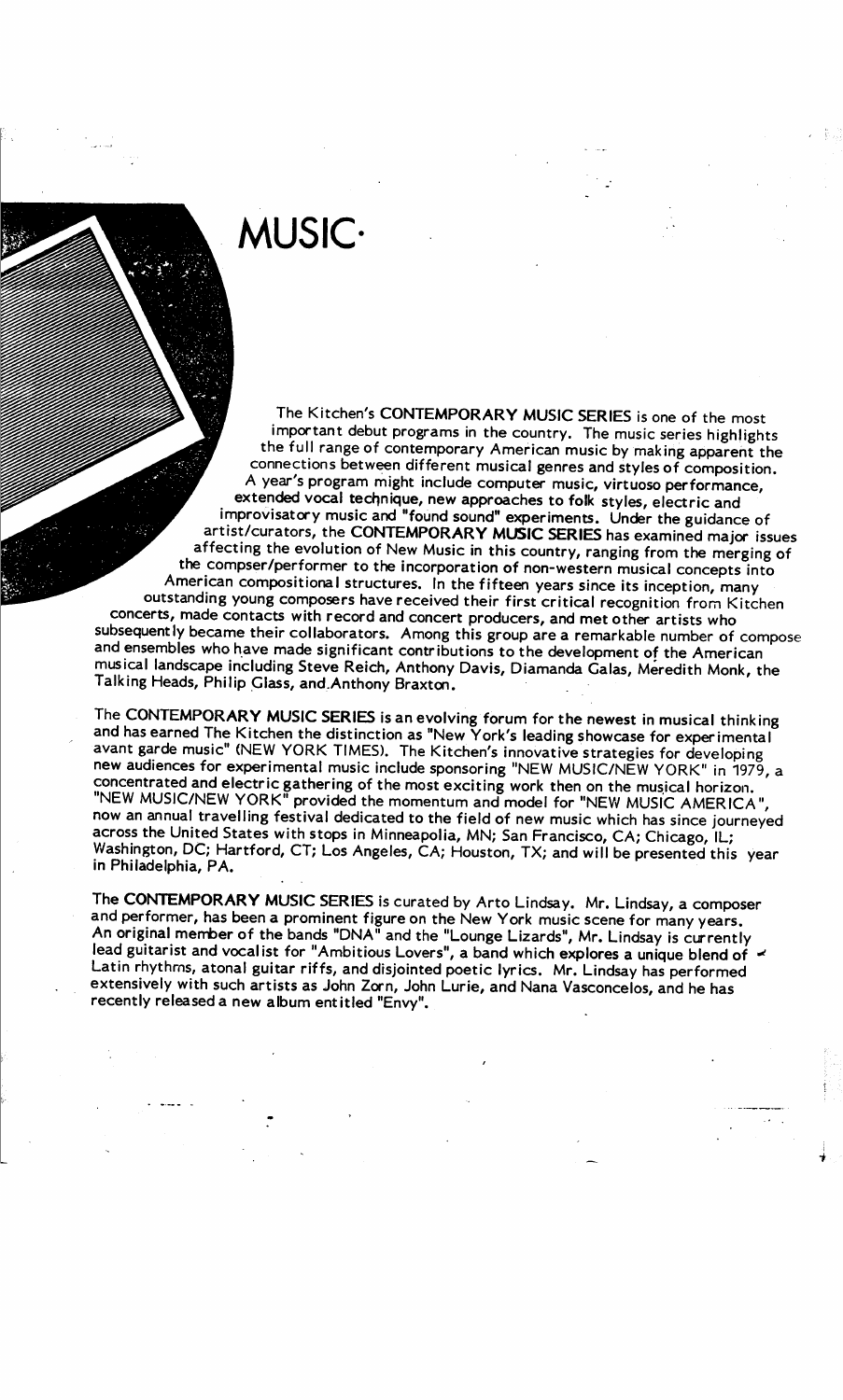# MUSIC·

The Kitchen's **CONTEMPORARY MUSIC SERIES** is one of the most important debut programs in the country. The music series highlights the full range of contemporary American music by making apparent the connections between different musical genres and styles of composition. A year's program might include computer music, virtuoso performance, extended vocal technique, new approaches to folk styles, electric and improvisatory music and "found sound" experiments. Under the guidance of artist/curators, the **CONTEMPORARY MUSIC SERIES** has examined major issues affecting the evolution of New Music in this country, ranging from the merging of the compser/performer to the incorporation of non-western musical concepts into American compositional structures. In the fifteen years since its inception, many outstanding young composers have received their first critical recognition from Kitchen concerts, made contacts with record and concert producers, and met other artists who subsequently became their collaborators. Among this group are a remarkable number of compose and ensembles who have made significant contributions to the development of the American musical landscape including Steve Reich, Anthony Davis, Diamanda Galas, Meredith Monk, the Talking Heads, Philip Glass, and Anthony Braxton.

The **CONTEMPORARY MUSIC SERIES** is an evolving forum for the newest in musical thinking and has earned The Kitchen the distinction as "New York's leading showcase for experimental avant garde music" (NEW YORK TIMES). The Kitchen's innovative strategies for developing new audiences for experimental music include sponsoring "NEW MUSIC/NEW YORK" in 1979, a concentrated and electric gathering of the most exciting work then on the musical horizon. "NEW MUSIC/NEW YORK" provided the momentum and model for "NEW MUSIC AMERICA", now an annual travelling festival dedicated to the field of new music which has since journeyed across the United States with stops in Minneapolia, MN; San Francisco, CA; Chicago, IL; Washington, DC; Hartford, CT; Los Angeles, CA; Houston, TX; and will be presented this year in Philadelphia, PA.

The **CONTEMPORARY MUSIC SERIES** is curated by Arto Lindsay. Mr. Lindsay, a composer and performer, has been a prominent figure on the New York music scene for many years. An original member of the bands "DNA" and the "Lounge Lizards", Mr. Lindsay is currently lead guitarist and vocalist for "Ambitious Lovers", a band which explores a unique blend of Latin rhythms, atonal guitar riffs, and disjointed poetic lyrics. Mr. Lindsay has performed extensively with such artists as John Zorn, John Lurie, and Nana Vasconcelos, and he has recently released a new album entitled "Envy".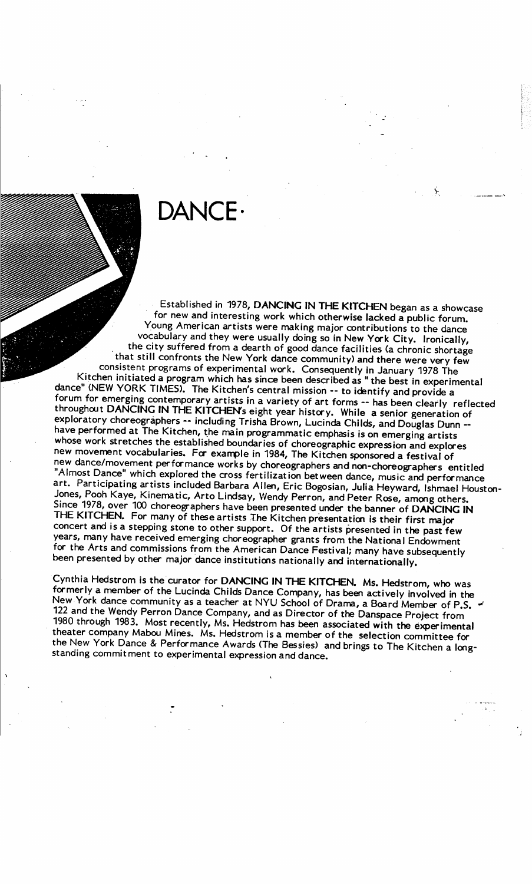# DANCE·

Established in 1978, **DANCING IN THE KITCHEN** began as a showcase for new and interesting work which otherwise lacked a public forum. Young American artists were making major contributions to the dance vocabulary and they were usually doing so in New York City. Ironically, the city suffered from a dearth of good dance facilities (a chronic shortage that still confronts the New York dance community) and there were very few consistent programs of experimental work. Consequently in January 1978 The Kitchen initiated a program which has since been described as " the best in experimental dance" (NEW YORK TIMES). The Kitchen's central mission -- to identify and provide a forum for emerging contemporary artists in a variety of art forms -- has been clearly reflected throughout **DANCING IN THE KITCHEN**'s eight year history. While a senior generation of exploratory choreographers -- including Trisha Brown, Lucinda Childs, and Douglas Dunn -- have performed at The Kitchen, the main programmatic emphasis is on emerging artists whose work stretches the established boundaries of choreographic expression and explores new movement vocabularies. For example in 1984, The Kitchen sponsored a festival of new dance/movement performance works by choreographers and non-choreographers entitled "Almost Dance" which explored the cross fertilization between dance, music and performance art. Participating artists included Barbara Allen, Eric Bogosian, Julia Heyward, Ishmael Houston-Jones, Pooh Kaye, Kinematic, Arto Lindsay, Wendy Perron, and Peter Rose, among others. Since 1978, over 100 choreographers have been presented under the banner of **DANCING IN THE KITCHEN**. For many of these artists The Kitchen presentation is their first major concert and is a stepping stone to other support. Of the artists presented in the past few years, many have received emerging choreographer grants from the National Endowment for the Arts and commissions from the American Dance Festival; many have subsequently been presented by other major dance institutions nationally and internationally.

Cynthia Hedstrom is the curator for **DANCING IN THE KITCHEN**. Ms. Hedstrom, who was formerly a member of the Lucinda Childs Dance Company, has been actively involved in the New York dance community as a teacher at NYU School of Drama, a Board Member of P.S. 122 and the Wendy Perron Dance Company, and as Director of the Danspace Project from 1980 through 1983. Most recently, Ms. Hedstrom has been associated with the experimental theater company Mabou Mines. Ms. Hedstrom is a member of the selection committee for the New York Dance & Performance Awards (The Bessies) and brings to The Kitchen a long-standing commitment to experimental expression and dance.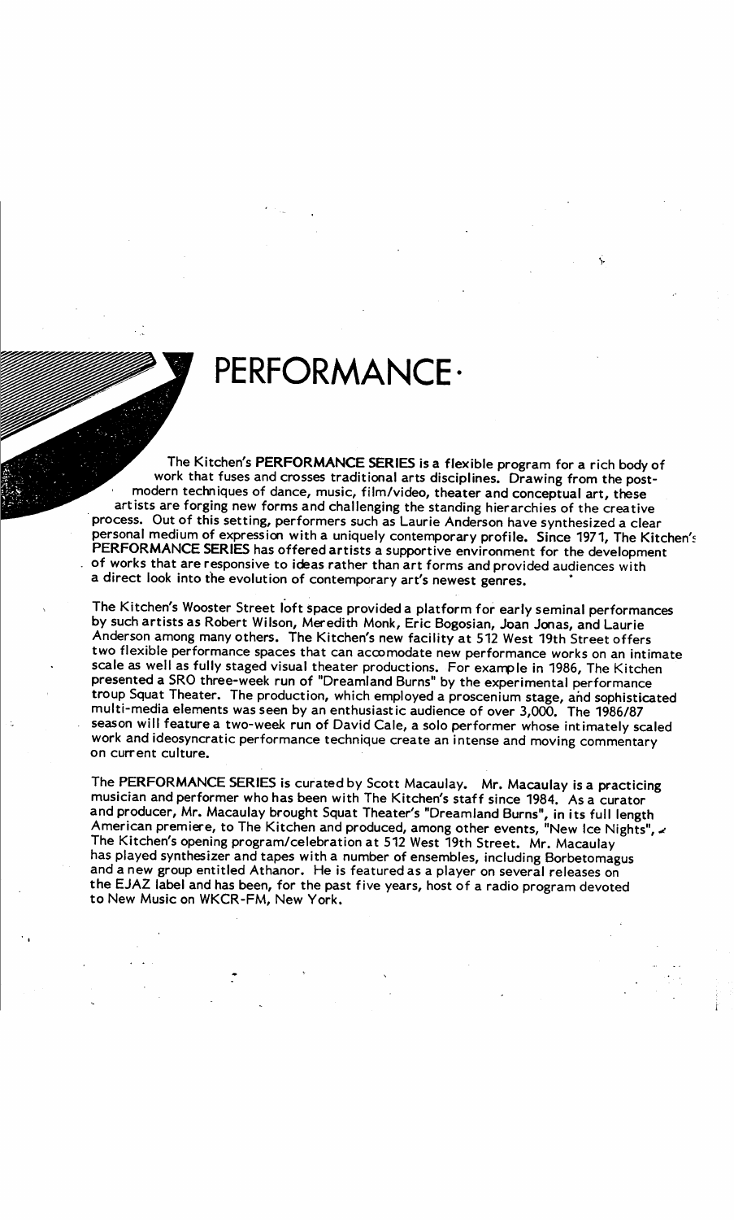# PERFORMANCE·

The Kitchen's **PERFORMANCE SERIES** is a flexible program for a rich body of work that fuses and crosses traditional arts disciplines. Drawing from the post-modern techniques of dance, music, film/video, theater and conceptual art, these artists are forging new forms and challenging the standing hierarchies of the creative process. Out of this setting, performers such as Laurie Anderson have synthesized a clear personal medium of expression with a uniquely contemporary profile. Since 1971, The Kitchen's **PERFORMANCE SERIES** has offered artists a supportive environment for the development of works that are responsive to ideas rather than art forms and provided audiences with a direct look into the evolution of contemporary art's newest genres.

The Kitchen's Wooster Street loft space provided a platform for early seminal performances by such artists as Robert Wilson, Meredith Monk, Eric Bogosian, Joan Jonas, and Laurie Anderson among many others. The Kitchen's new facility at 512 West 19th Street offers two flexible performance spaces that can accomodate new performance works on an intimate scale as well as fully staged visual theater productions. For example in 1986, The Kitchen presented a SRO three-week run of "Dreamland Burns" by the experimental performance troup Squat Theater. The production, which employed a proscenium stage, and sophisticated multi-media elements was seen by an enthusiastic audience of over 3,000. The 1986/87 season will feature a two-week run of David Cale, a solo performer whose intimately scaled work and ideosyncratic performance technique create an intense and moving commentary on current culture.

The **PERFORMANCE SERIES** is curated by Scott Macaulay. Mr. Macaulay is a practicing musician and performer who has been with The Kitchen's staff since 1984. As a curator and producer, Mr. Macaulay brought Squat Theater's "Dreamland Burns", in its full length American premiere, to The Kitchen and produced, among other events, "New Ice Nights", The Kitchen's opening program/celebration at 512 West 19th Street. Mr. Macaulay has played synthesizer and tapes with a number of ensembles, including Borbetomagus and a new group entitled Athanor. He is featured as a player on several releases on the EJAZ label and has been, for the past five years, host of a radio program devoted to New Music on WKCR-FM, New York.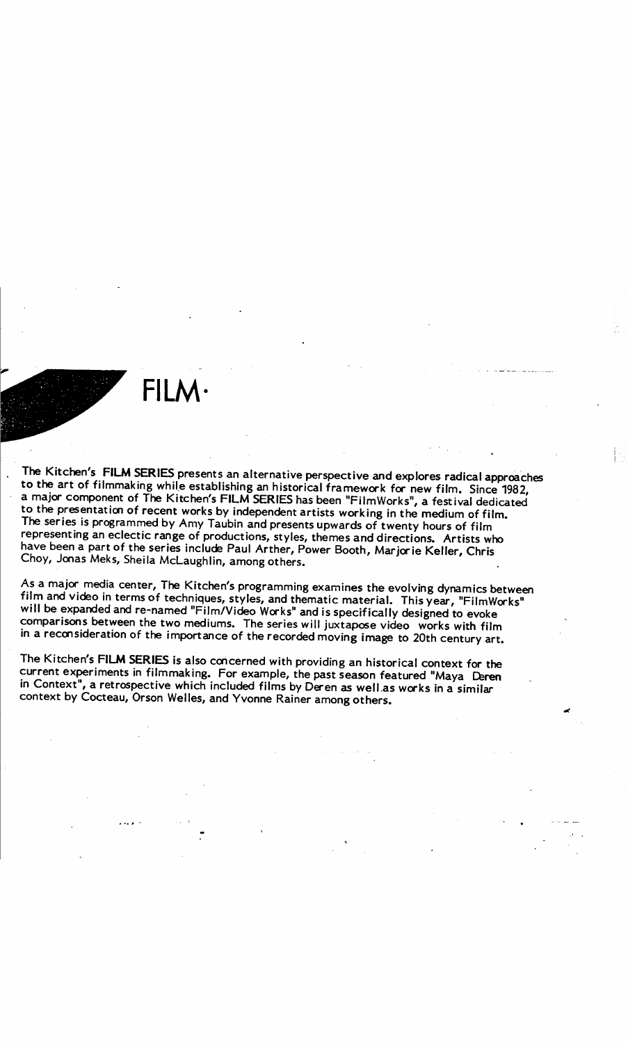# FILM·

The Kitchen's **FILM SERIES** presents an alternative perspective and explores radical approaches to the art of filmmaking while establishing an historical framework for new film. Since 1982, a major component of The Kitchen's FILM SERIES has been "FilmWorks", a festival dedicated to the presentation of recent works by independent artists working in the medium of film. The series is programmed by Amy Taubin and presents upwards of twenty hours of film representing an eclectic range of productions, styles, themes and directions. Artists who have been a part of the series include Paul Arther, Power Booth, Marjorie Keller, Chris Choy, Jonas Meks, Sheila McLaughlin, among others.

As a major media center, The Kitchen's programming examines the evolving dynamics between film and video in terms of techniques, styles, and thematic material. This year, "FilmWorks" will be expanded and re-named "Film/Video Works" and is specifically designed to evoke comparisons between the two mediums. The series will juxtapose video works with film in a reconsideration of the importance of the recorded moving image to 20th century art.

The Kitchen's **FILM SERIES** is also concerned with providing an historical context for the current experiments in filmmaking. For example, the past season featured "Maya Deren in Context", a retrospective which included films by Deren as well as works in a similar context by Cocteau, Orson Welles, and Yvonne Rainer among others.